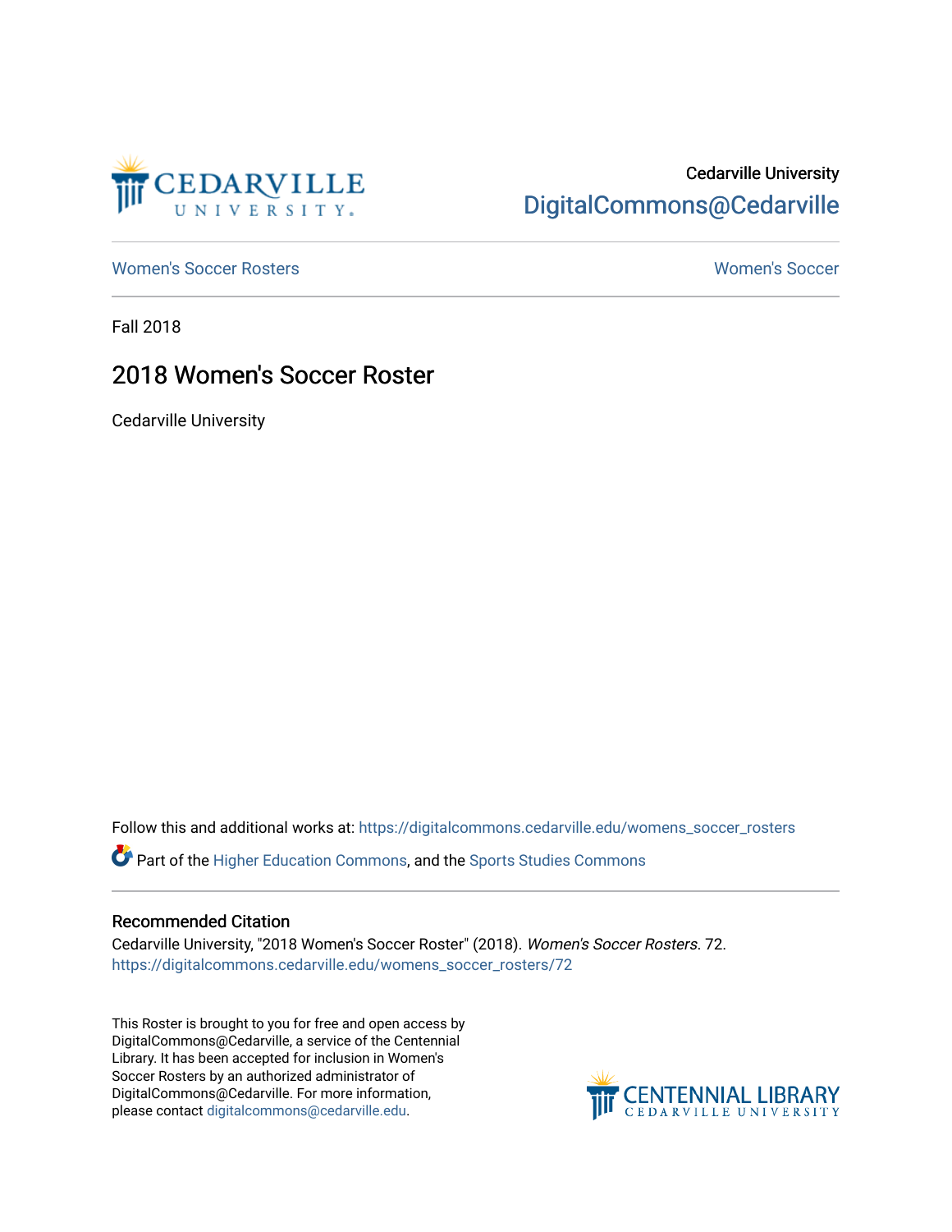Cedarville University

DigitalCommons@Cedarville

Women's Soccer Rosters

Women's Soccer

Fall 2018

# 2018 Women's Soccer Roster

Cedarville University

Follow this and additional works at: https://digitalcommons.cedarville.edu/womens_soccer_rosters

Part of the Higher Education Commons, and the Sports Studies Commons

## Recommended Citation

Cedarville University, "2018 Women's Soccer Roster" (2018). *Women's Soccer Rosters*. 72.
https://digitalcommons.cedarville.edu/womens_soccer_rosters/72

This Roster is brought to you for free and open access by DigitalCommons@Cedarville, a service of the Centennial Library. It has been accepted for inclusion in Women's Soccer Rosters by an authorized administrator of DigitalCommons@Cedarville. For more information, please contact digitalcommons@cedarville.edu.

CENTENNIAL LIBRARY
CEDARVILLE UNIVERSITY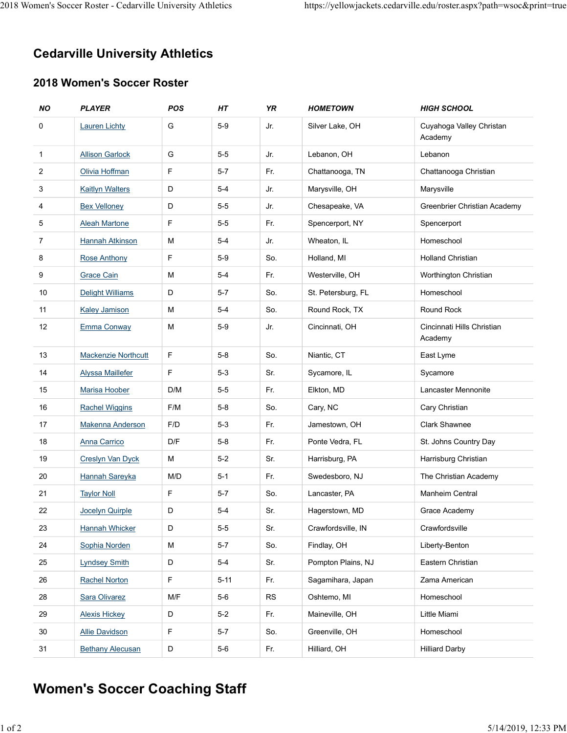# Cedarville University Athletics

## 2018 Women's Soccer Roster

| NO | PLAYER | POS | HT | YR | HOMETOWN | HIGH SCHOOL |
|---|---|---|---|---|---|---|
| 0 | Lauren Lichty | G | 5-9 | Jr. | Silver Lake, OH | Cuyahoga Valley Christan Academy |
| 1 | Allison Garlock | G | 5-5 | Jr. | Lebanon, OH | Lebanon |
| 2 | Olivia Hoffman | F | 5-7 | Fr. | Chattanooga, TN | Chattanooga Christian |
| 3 | Kaitlyn Walters | D | 5-4 | Jr. | Marysville, OH | Marysville |
| 4 | Bex Velloney | D | 5-5 | Jr. | Chesapeake, VA | Greenbrier Christian Academy |
| 5 | Aleah Martone | F | 5-5 | Fr. | Spencerport, NY | Spencerport |
| 7 | Hannah Atkinson | M | 5-4 | Jr. | Wheaton, IL | Homeschool |
| 8 | Rose Anthony | F | 5-9 | So. | Holland, MI | Holland Christian |
| 9 | Grace Cain | M | 5-4 | Fr. | Westerville, OH | Worthington Christian |
| 10 | Delight Williams | D | 5-7 | So. | St. Petersburg, FL | Homeschool |
| 11 | Kaley Jamison | M | 5-4 | So. | Round Rock, TX | Round Rock |
| 12 | Emma Conway | M | 5-9 | Jr. | Cincinnati, OH | Cincinnati Hills Christian Academy |
| 13 | Mackenzie Northcutt | F | 5-8 | So. | Niantic, CT | East Lyme |
| 14 | Alyssa Maillefer | F | 5-3 | Sr. | Sycamore, IL | Sycamore |
| 15 | Marisa Hoober | D/M | 5-5 | Fr. | Elkton, MD | Lancaster Mennonite |
| 16 | Rachel Wiggins | F/M | 5-8 | So. | Cary, NC | Cary Christian |
| 17 | Makenna Anderson | F/D | 5-3 | Fr. | Jamestown, OH | Clark Shawnee |
| 18 | Anna Carrico | D/F | 5-8 | Fr. | Ponte Vedra, FL | St. Johns Country Day |
| 19 | Creslyn Van Dyck | M | 5-2 | Sr. | Harrisburg, PA | Harrisburg Christian |
| 20 | Hannah Sareyka | M/D | 5-1 | Fr. | Swedesboro, NJ | The Christian Academy |
| 21 | Taylor Noll | F | 5-7 | So. | Lancaster, PA | Manheim Central |
| 22 | Jocelyn Quirple | D | 5-4 | Sr. | Hagerstown, MD | Grace Academy |
| 23 | Hannah Whicker | D | 5-5 | Sr. | Crawfordsville, IN | Crawfordsville |
| 24 | Sophia Norden | M | 5-7 | So. | Findlay, OH | Liberty-Benton |
| 25 | Lyndsey Smith | D | 5-4 | Sr. | Pompton Plains, NJ | Eastern Christian |
| 26 | Rachel Norton | F | 5-11 | Fr. | Sagamihara, Japan | Zama American |
| 28 | Sara Olivarez | M/F | 5-6 | RS | Oshtemo, MI | Homeschool |
| 29 | Alexis Hickey | D | 5-2 | Fr. | Maineville, OH | Little Miami |
| 30 | Allie Davidson | F | 5-7 | So. | Greenville, OH | Homeschool |
| 31 | Bethany Alecusan | D | 5-6 | Fr. | Hilliard, OH | Hilliard Darby |

# Women's Soccer Coaching Staff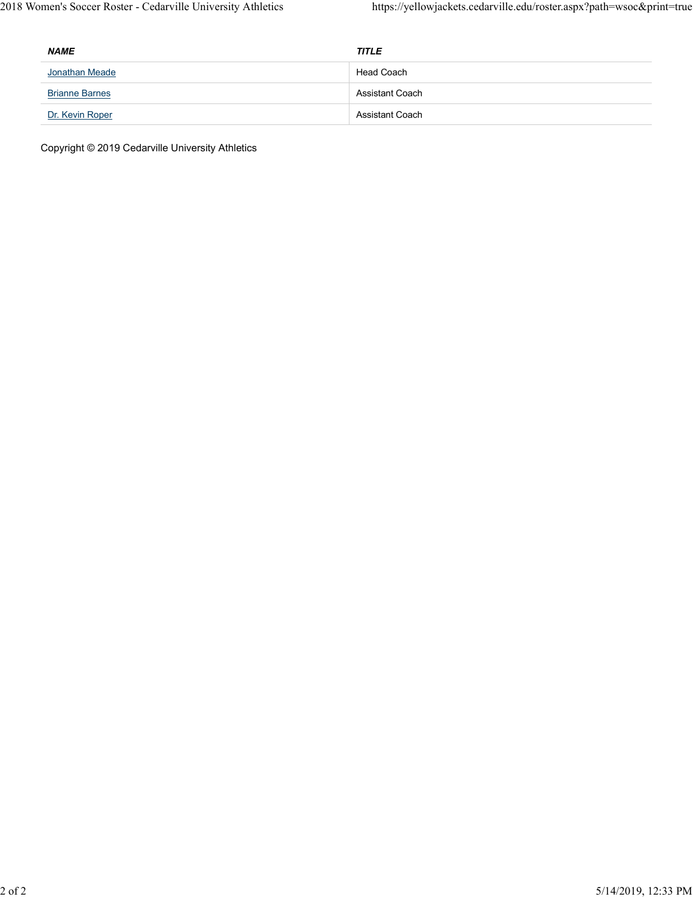| *NAME* | *TITLE* |
| --- | --- |
| Jonathan Meade | Head Coach |
| Brianne Barnes | Assistant Coach |
| Dr. Kevin Roper | Assistant Coach |

Copyright © 2019 Cedarville University Athletics